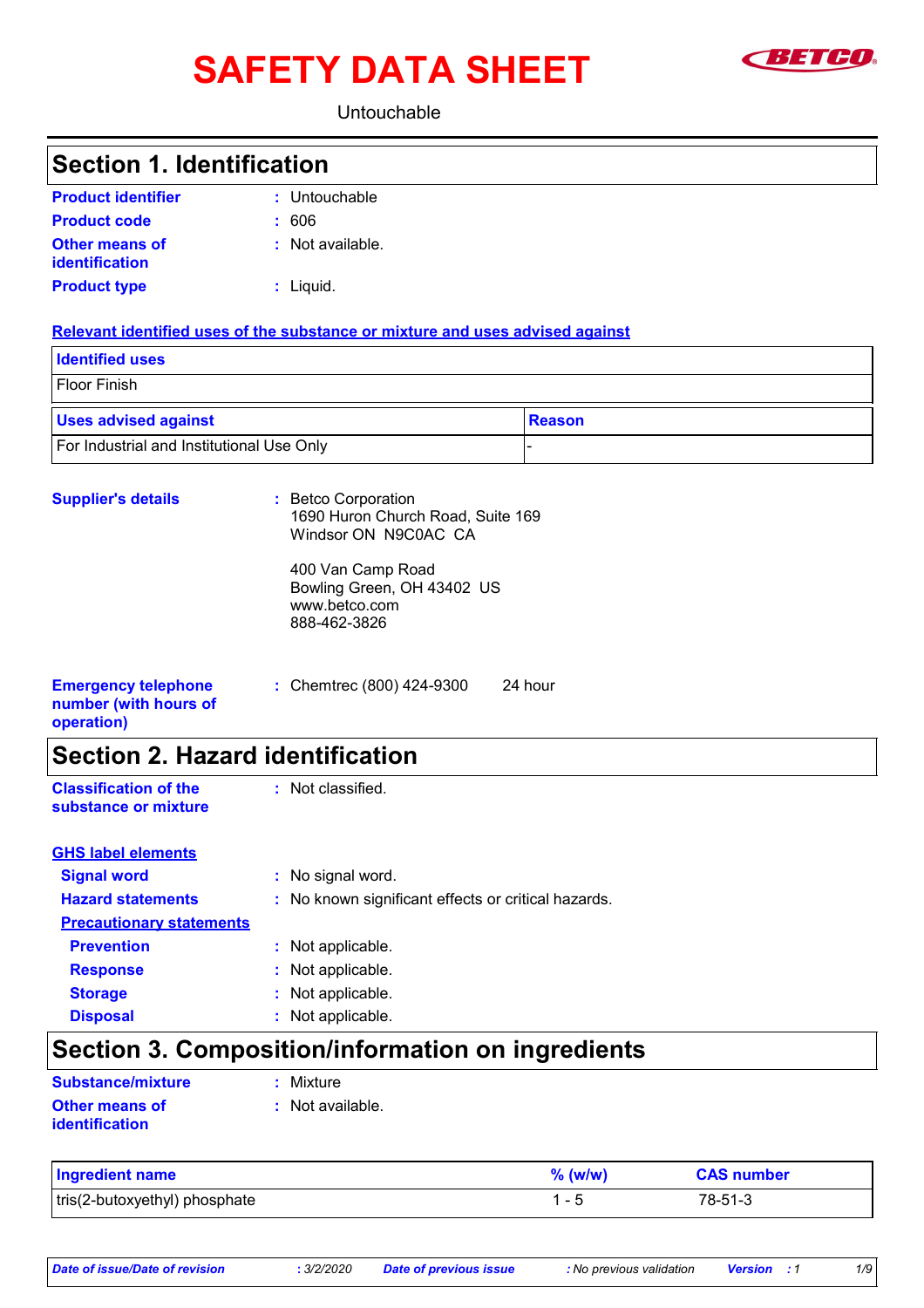# SAFETY DATA SHEET

Untouchable

## Section 1. Identification

**Product identifier** : Untouchable

**Product code** : 606

**Other means of identification** : Not available.

**Product type** : Liquid.

**Relevant identified uses of the substance or mixture and uses advised against**

| Identified uses |
| --- |
| Floor Finish |

| Uses advised against | Reason |
| --- | --- |
| For Industrial and Institutional Use Only | - |

**Supplier's details** : Betco Corporation
1690 Huron Church Road, Suite 169
Windsor ON N9C0AC CA

400 Van Camp Road
Bowling Green, OH 43402 US
www.betco.com
888-462-3826

**Emergency telephone number (with hours of operation)** : Chemtrec (800) 424-9300 24 hour

## Section 2. Hazard identification

**Classification of the substance or mixture** : Not classified.

**GHS label elements**

**Signal word** : No signal word.

**Hazard statements** : No known significant effects or critical hazards.

**Precautionary statements**

**Prevention** : Not applicable.

**Response** : Not applicable.

**Storage** : Not applicable.

**Disposal** : Not applicable.

## Section 3. Composition/information on ingredients

**Substance/mixture** : Mixture

**Other means of identification** : Not available.

| Ingredient name | % (w/w) | CAS number |
| --- | --- | --- |
| tris(2-butoxyethyl) phosphate | 1 - 5 | 78-51-3 |

*Date of issue/Date of revision* : 3/2/2020 *Date of previous issue* : No previous validation *Version* : 1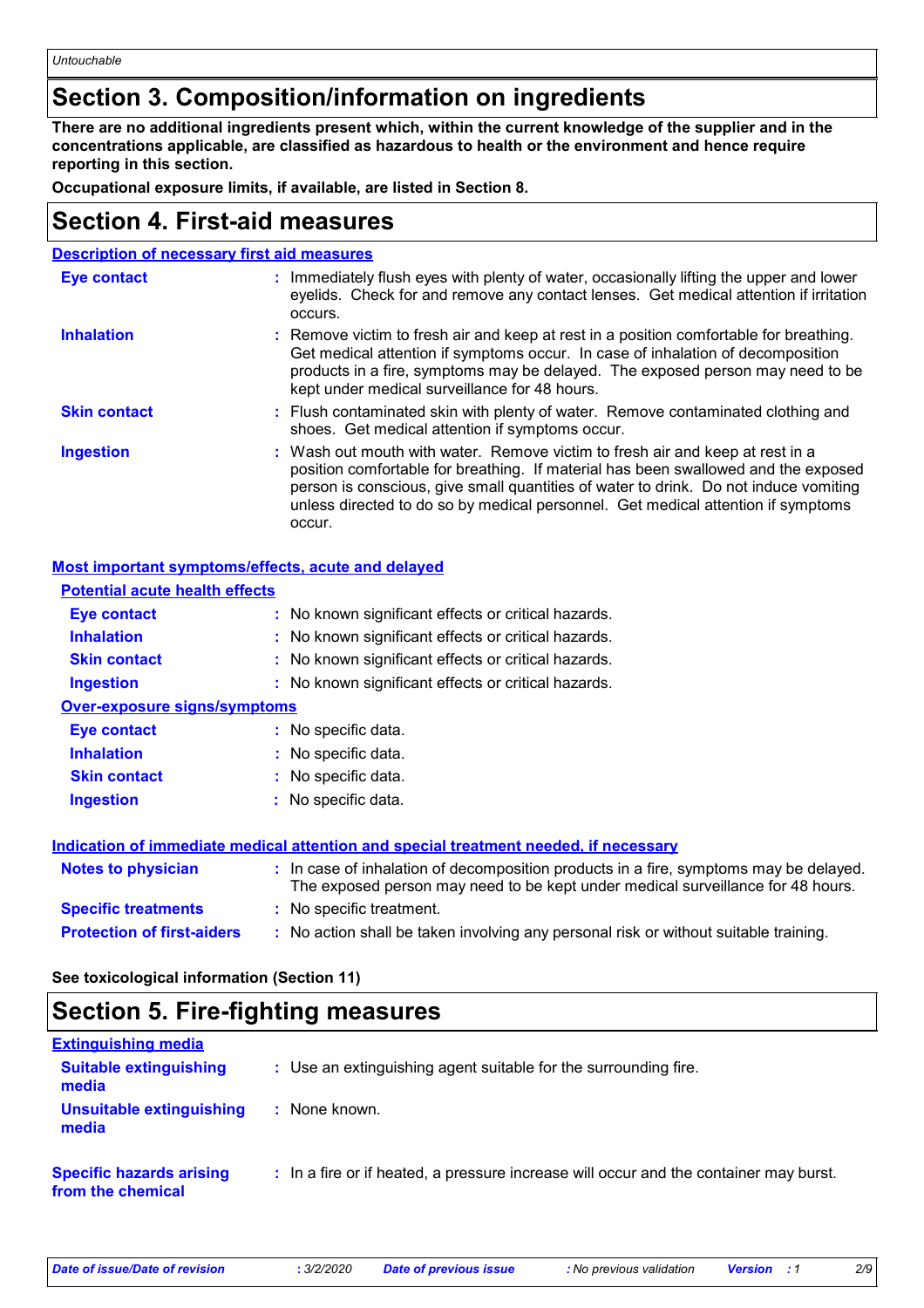# Section 3. Composition/information on ingredients

**There are no additional ingredients present which, within the current knowledge of the supplier and in the concentrations applicable, are classified as hazardous to health or the environment and hence require reporting in this section.**

**Occupational exposure limits, if available, are listed in Section 8.**

# Section 4. First-aid measures

## Description of necessary first aid measures

| | |
|---|---|
| **Eye contact** | : Immediately flush eyes with plenty of water, occasionally lifting the upper and lower eyelids. Check for and remove any contact lenses. Get medical attention if irritation occurs. |
| **Inhalation** | : Remove victim to fresh air and keep at rest in a position comfortable for breathing. Get medical attention if symptoms occur. In case of inhalation of decomposition products in a fire, symptoms may be delayed. The exposed person may need to be kept under medical surveillance for 48 hours. |
| **Skin contact** | : Flush contaminated skin with plenty of water. Remove contaminated clothing and shoes. Get medical attention if symptoms occur. |
| **Ingestion** | : Wash out mouth with water. Remove victim to fresh air and keep at rest in a position comfortable for breathing. If material has been swallowed and the exposed person is conscious, give small quantities of water to drink. Do not induce vomiting unless directed to do so by medical personnel. Get medical attention if symptoms occur. |

## Most important symptoms/effects, acute and delayed

### Potential acute health effects

| | |
|---|---|
| **Eye contact** | : No known significant effects or critical hazards. |
| **Inhalation** | : No known significant effects or critical hazards. |
| **Skin contact** | : No known significant effects or critical hazards. |
| **Ingestion** | : No known significant effects or critical hazards. |

### Over-exposure signs/symptoms

| | |
|---|---|
| **Eye contact** | : No specific data. |
| **Inhalation** | : No specific data. |
| **Skin contact** | : No specific data. |
| **Ingestion** | : No specific data. |

## Indication of immediate medical attention and special treatment needed, if necessary

| | |
|---|---|
| **Notes to physician** | : In case of inhalation of decomposition products in a fire, symptoms may be delayed. The exposed person may need to be kept under medical surveillance for 48 hours. |
| **Specific treatments** | : No specific treatment. |
| **Protection of first-aiders** | : No action shall be taken involving any personal risk or without suitable training. |

**See toxicological information (Section 11)**

# Section 5. Fire-fighting measures

## Extinguishing media

| | |
|---|---|
| **Suitable extinguishing media** | : Use an extinguishing agent suitable for the surrounding fire. |
| **Unsuitable extinguishing media** | : None known. |

| | |
|---|---|
| **Specific hazards arising from the chemical** | : In a fire or if heated, a pressure increase will occur and the container may burst. |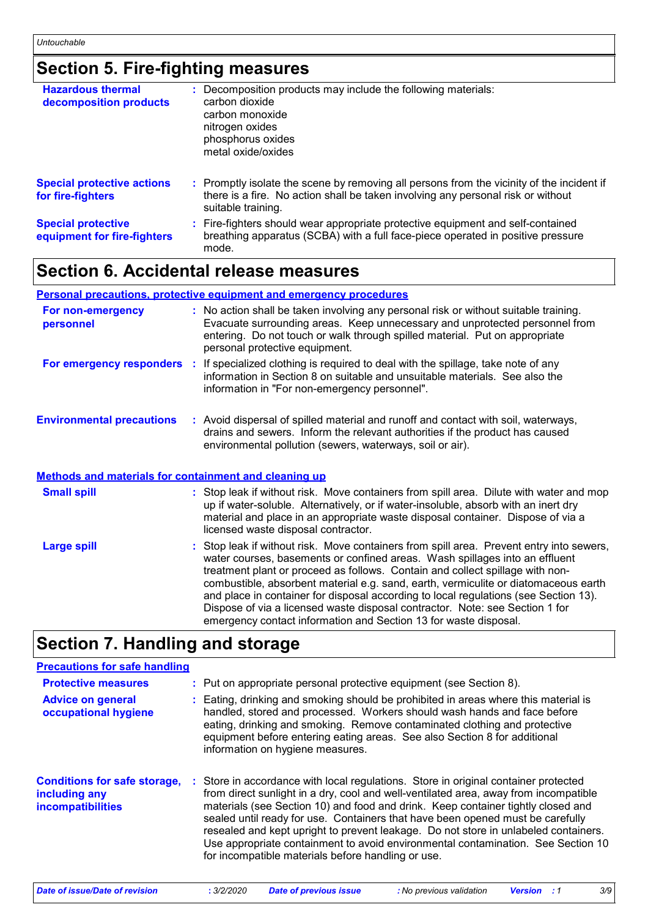## Section 5. Fire-fighting measures

**Hazardous thermal decomposition products** : Decomposition products may include the following materials:
carbon dioxide
carbon monoxide
nitrogen oxides
phosphorus oxides
metal oxide/oxides

**Special protective actions for fire-fighters** : Promptly isolate the scene by removing all persons from the vicinity of the incident if there is a fire. No action shall be taken involving any personal risk or without suitable training.

**Special protective equipment for fire-fighters** : Fire-fighters should wear appropriate protective equipment and self-contained breathing apparatus (SCBA) with a full face-piece operated in positive pressure mode.

## Section 6. Accidental release measures

### Personal precautions, protective equipment and emergency procedures

**For non-emergency personnel** : No action shall be taken involving any personal risk or without suitable training. Evacuate surrounding areas. Keep unnecessary and unprotected personnel from entering. Do not touch or walk through spilled material. Put on appropriate personal protective equipment.

**For emergency responders** : If specialized clothing is required to deal with the spillage, take note of any information in Section 8 on suitable and unsuitable materials. See also the information in "For non-emergency personnel".

**Environmental precautions** : Avoid dispersal of spilled material and runoff and contact with soil, waterways, drains and sewers. Inform the relevant authorities if the product has caused environmental pollution (sewers, waterways, soil or air).

### Methods and materials for containment and cleaning up

**Small spill** : Stop leak if without risk. Move containers from spill area. Dilute with water and mop up if water-soluble. Alternatively, or if water-insoluble, absorb with an inert dry material and place in an appropriate waste disposal container. Dispose of via a licensed waste disposal contractor.

**Large spill** : Stop leak if without risk. Move containers from spill area. Prevent entry into sewers, water courses, basements or confined areas. Wash spillages into an effluent treatment plant or proceed as follows. Contain and collect spillage with non-combustible, absorbent material e.g. sand, earth, vermiculite or diatomaceous earth and place in container for disposal according to local regulations (see Section 13). Dispose of via a licensed waste disposal contractor. Note: see Section 1 for emergency contact information and Section 13 for waste disposal.

## Section 7. Handling and storage

### Precautions for safe handling

**Protective measures** : Put on appropriate personal protective equipment (see Section 8).

**Advice on general occupational hygiene** : Eating, drinking and smoking should be prohibited in areas where this material is handled, stored and processed. Workers should wash hands and face before eating, drinking and smoking. Remove contaminated clothing and protective equipment before entering eating areas. See also Section 8 for additional information on hygiene measures.

**Conditions for safe storage, including any incompatibilities** : Store in accordance with local regulations. Store in original container protected from direct sunlight in a dry, cool and well-ventilated area, away from incompatible materials (see Section 10) and food and drink. Keep container tightly closed and sealed until ready for use. Containers that have been opened must be carefully resealed and kept upright to prevent leakage. Do not store in unlabeled containers. Use appropriate containment to avoid environmental contamination. See Section 10 for incompatible materials before handling or use.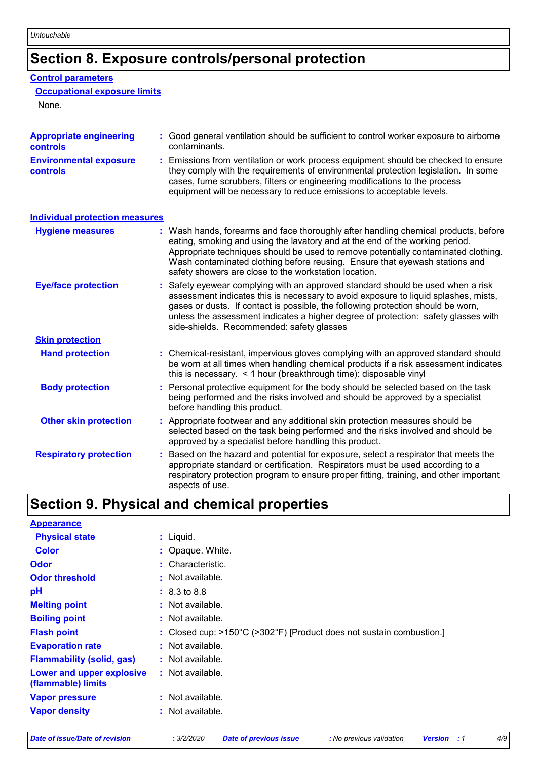## Section 8. Exposure controls/personal protection

**Control parameters**

**Occupational exposure limits**

None.

| | |
|---|---|
| **Appropriate engineering controls** | : Good general ventilation should be sufficient to control worker exposure to airborne contaminants. |
| **Environmental exposure controls** | : Emissions from ventilation or work process equipment should be checked to ensure they comply with the requirements of environmental protection legislation. In some cases, fume scrubbers, filters or engineering modifications to the process equipment will be necessary to reduce emissions to acceptable levels. |

**Individual protection measures**

| | |
|---|---|
| **Hygiene measures** | : Wash hands, forearms and face thoroughly after handling chemical products, before eating, smoking and using the lavatory and at the end of the working period. Appropriate techniques should be used to remove potentially contaminated clothing. Wash contaminated clothing before reusing. Ensure that eyewash stations and safety showers are close to the workstation location. |
| **Eye/face protection** | : Safety eyewear complying with an approved standard should be used when a risk assessment indicates this is necessary to avoid exposure to liquid splashes, mists, gases or dusts. If contact is possible, the following protection should be worn, unless the assessment indicates a higher degree of protection: safety glasses with side-shields. Recommended: safety glasses |

**Skin protection**

| | |
|---|---|
| **Hand protection** | : Chemical-resistant, impervious gloves complying with an approved standard should be worn at all times when handling chemical products if a risk assessment indicates this is necessary. < 1 hour (breakthrough time): disposable vinyl |
| **Body protection** | : Personal protective equipment for the body should be selected based on the task being performed and the risks involved and should be approved by a specialist before handling this product. |
| **Other skin protection** | : Appropriate footwear and any additional skin protection measures should be selected based on the task being performed and the risks involved and should be approved by a specialist before handling this product. |
| **Respiratory protection** | : Based on the hazard and potential for exposure, select a respirator that meets the appropriate standard or certification. Respirators must be used according to a respiratory protection program to ensure proper fitting, training, and other important aspects of use. |

## Section 9. Physical and chemical properties

**Appearance**

| | |
|---|---|
| **Physical state** | : Liquid. |
| **Color** | : Opaque. White. |
| **Odor** | : Characteristic. |
| **Odor threshold** | : Not available. |
| **pH** | : 8.3 to 8.8 |
| **Melting point** | : Not available. |
| **Boiling point** | : Not available. |
| **Flash point** | : Closed cup: >150°C (>302°F) [Product does not sustain combustion.] |
| **Evaporation rate** | : Not available. |
| **Flammability (solid, gas)** | : Not available. |
| **Lower and upper explosive (flammable) limits** | : Not available. |
| **Vapor pressure** | : Not available. |
| **Vapor density** | : Not available. |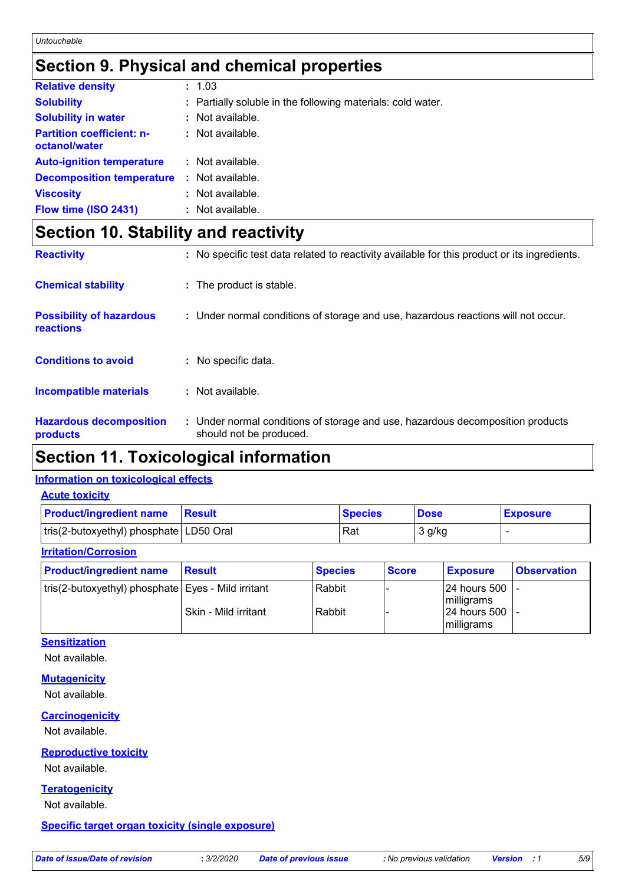## Section 9. Physical and chemical properties

| | |
|---|---|
| **Relative density** | : 1.03 |
| **Solubility** | : Partially soluble in the following materials: cold water. |
| **Solubility in water** | : Not available. |
| **Partition coefficient: n-octanol/water** | : Not available. |
| **Auto-ignition temperature** | : Not available. |
| **Decomposition temperature** | : Not available. |
| **Viscosity** | : Not available. |
| **Flow time (ISO 2431)** | : Not available. |

## Section 10. Stability and reactivity

| | |
|---|---|
| **Reactivity** | : No specific test data related to reactivity available for this product or its ingredients. |
| **Chemical stability** | : The product is stable. |
| **Possibility of hazardous reactions** | : Under normal conditions of storage and use, hazardous reactions will not occur. |
| **Conditions to avoid** | : No specific data. |
| **Incompatible materials** | : Not available. |
| **Hazardous decomposition products** | : Under normal conditions of storage and use, hazardous decomposition products should not be produced. |

## Section 11. Toxicological information

### Information on toxicological effects

#### Acute toxicity

| Product/ingredient name | Result | Species | Dose | Exposure |
|---|---|---|---|---|
| tris(2-butoxyethyl) phosphate | LD50 Oral | Rat | 3 g/kg | - |

#### Irritation/Corrosion

| Product/ingredient name | Result | Species | Score | Exposure | Observation |
|---|---|---|---|---|---|
| tris(2-butoxyethyl) phosphate | Eyes - Mild irritant | Rabbit | - | 24 hours 500 milligrams | - |
| | Skin - Mild irritant | Rabbit | - | 24 hours 500 milligrams | - |

#### Sensitization

Not available.

#### Mutagenicity

Not available.

#### Carcinogenicity

Not available.

#### Reproductive toxicity

Not available.

#### Teratogenicity

Not available.

#### Specific target organ toxicity (single exposure)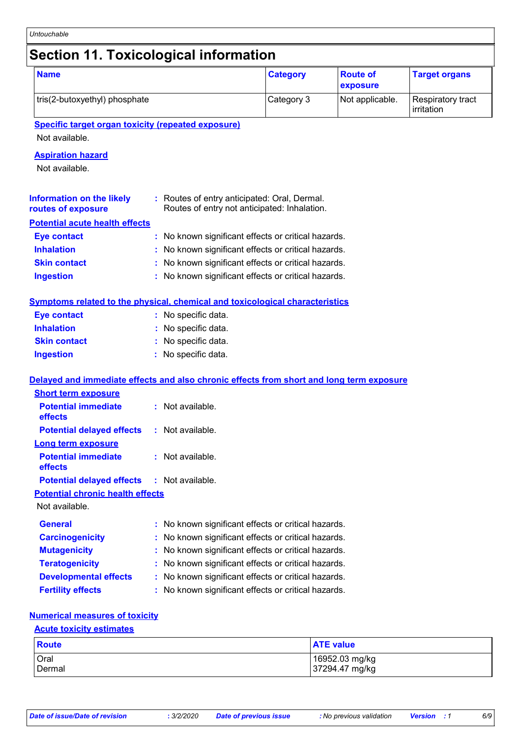# Section 11. Toxicological information

| Name | Category | Route of exposure | Target organs |
|---|---|---|---|
| tris(2-butoxyethyl) phosphate | Category 3 | Not applicable. | Respiratory tract irritation |

**Specific target organ toxicity (repeated exposure)**

Not available.

**Aspiration hazard**

Not available.

**Information on the likely routes of exposure** : Routes of entry anticipated: Oral, Dermal.
Routes of entry not anticipated: Inhalation.

**Potential acute health effects**

**Eye contact** : No known significant effects or critical hazards.
**Inhalation** : No known significant effects or critical hazards.
**Skin contact** : No known significant effects or critical hazards.
**Ingestion** : No known significant effects or critical hazards.

**Symptoms related to the physical, chemical and toxicological characteristics**

**Eye contact** : No specific data.
**Inhalation** : No specific data.
**Skin contact** : No specific data.
**Ingestion** : No specific data.

**Delayed and immediate effects and also chronic effects from short and long term exposure**

**Short term exposure**

**Potential immediate effects** : Not available.
**Potential delayed effects** : Not available.

**Long term exposure**

**Potential immediate effects** : Not available.
**Potential delayed effects** : Not available.

**Potential chronic health effects**

Not available.

**General** : No known significant effects or critical hazards.
**Carcinogenicity** : No known significant effects or critical hazards.
**Mutagenicity** : No known significant effects or critical hazards.
**Teratogenicity** : No known significant effects or critical hazards.
**Developmental effects** : No known significant effects or critical hazards.
**Fertility effects** : No known significant effects or critical hazards.

**Numerical measures of toxicity**

**Acute toxicity estimates**

| Route | ATE value |
|---|---|
| Oral | 16952.03 mg/kg |
| Dermal | 37294.47 mg/kg |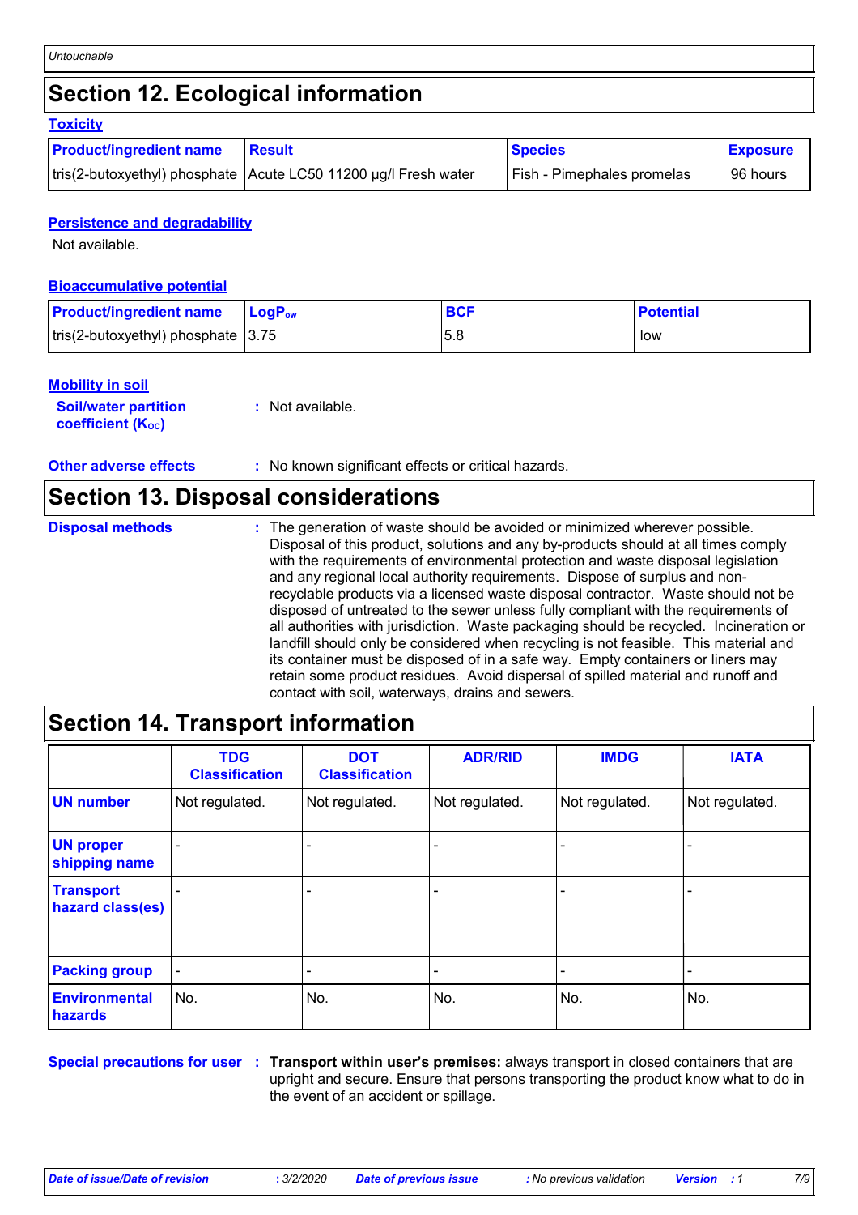## Section 12. Ecological information

### Toxicity

| Product/ingredient name | Result | Species | Exposure |
|---|---|---|---|
| tris(2-butoxyethyl) phosphate | Acute LC50 11200 µg/l Fresh water | Fish - Pimephales promelas | 96 hours |

### Persistence and degradability

Not available.

### Bioaccumulative potential

| Product/ingredient name | $LogP_{ow}$ | BCF | Potential |
|---|---|---|---|
| tris(2-butoxyethyl) phosphate | 3.75 | 5.8 | low |

### Mobility in soil

**Soil/water partition coefficient ($K_{OC}$)** : Not available.

**Other adverse effects** : No known significant effects or critical hazards.

## Section 13. Disposal considerations

**Disposal methods** : The generation of waste should be avoided or minimized wherever possible. Disposal of this product, solutions and any by-products should at all times comply with the requirements of environmental protection and waste disposal legislation and any regional local authority requirements. Dispose of surplus and non-recyclable products via a licensed waste disposal contractor. Waste should not be disposed of untreated to the sewer unless fully compliant with the requirements of all authorities with jurisdiction. Waste packaging should be recycled. Incineration or landfill should only be considered when recycling is not feasible. This material and its container must be disposed of in a safe way. Empty containers or liners may retain some product residues. Avoid dispersal of spilled material and runoff and contact with soil, waterways, drains and sewers.

## Section 14. Transport information

| | TDG Classification | DOT Classification | ADR/RID | IMDG | IATA |
|---|---|---|---|---|---|
| UN number | Not regulated. | Not regulated. | Not regulated. | Not regulated. | Not regulated. |
| UN proper shipping name | - | - | - | - | - |
| Transport hazard class(es) | - | - | - | - | - |
| Packing group | - | - | - | - | - |
| Environmental hazards | No. | No. | No. | No. | No. |

**Special precautions for user** : **Transport within user's premises:** always transport in closed containers that are upright and secure. Ensure that persons transporting the product know what to do in the event of an accident or spillage.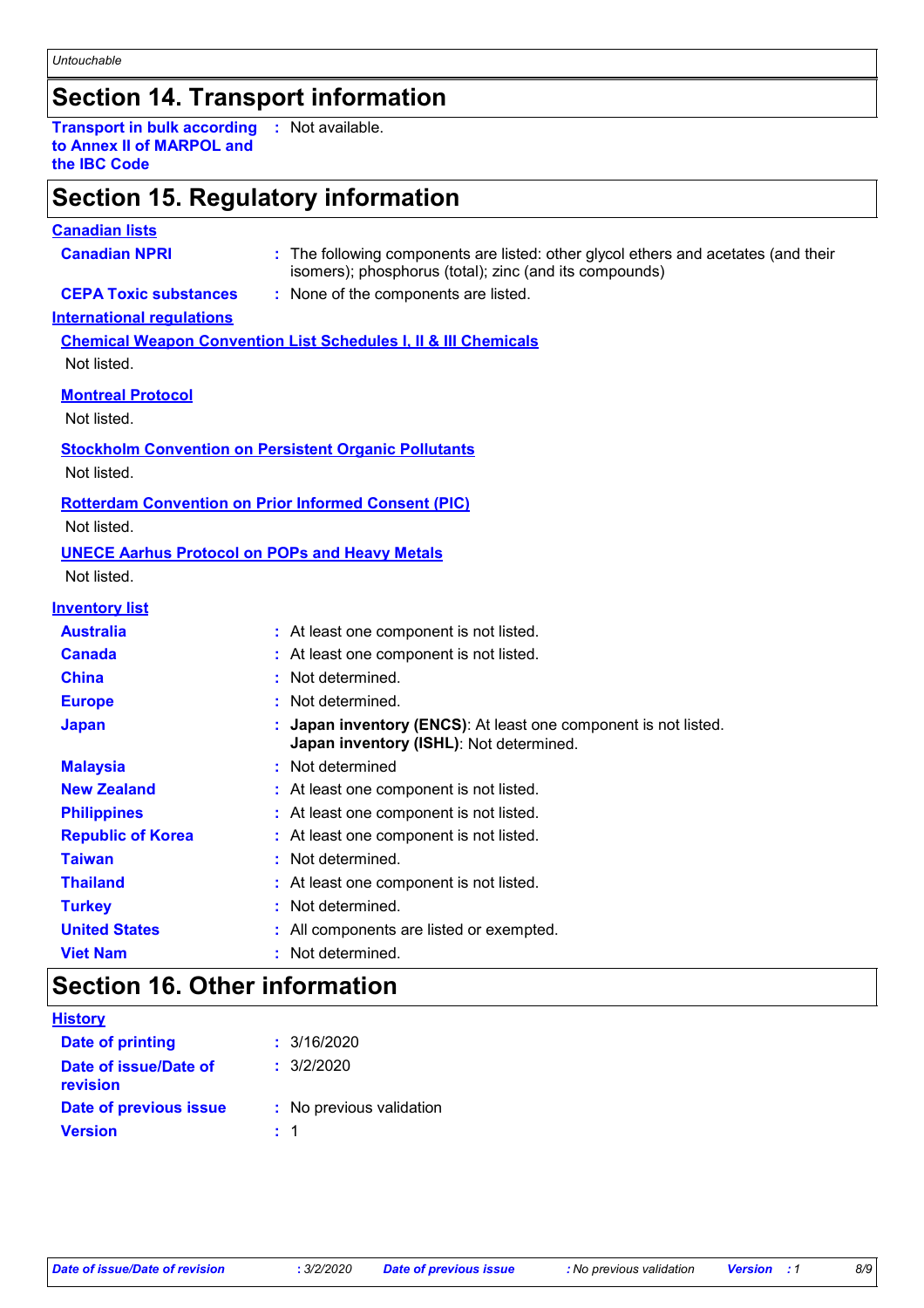## Section 14. Transport information

**Transport in bulk according to Annex II of MARPOL and the IBC Code** : Not available.

## Section 15. Regulatory information

**Canadian lists**

**Canadian NPRI** : The following components are listed: other glycol ethers and acetates (and their isomers); phosphorus (total); zinc (and its compounds)

**CEPA Toxic substances** : None of the components are listed.

**International regulations**

**Chemical Weapon Convention List Schedules I, II & III Chemicals**

Not listed.

**Montreal Protocol**

Not listed.

**Stockholm Convention on Persistent Organic Pollutants**

Not listed.

**Rotterdam Convention on Prior Informed Consent (PIC)**

Not listed.

**UNECE Aarhus Protocol on POPs and Heavy Metals**

Not listed.

**Inventory list**

| | |
|---|---|
| **Australia** | : At least one component is not listed. |
| **Canada** | : At least one component is not listed. |
| **China** | : Not determined. |
| **Europe** | : Not determined. |
| **Japan** | : **Japan inventory (ENCS)**: At least one component is not listed. **Japan inventory (ISHL)**: Not determined. |
| **Malaysia** | : Not determined |
| **New Zealand** | : At least one component is not listed. |
| **Philippines** | : At least one component is not listed. |
| **Republic of Korea** | : At least one component is not listed. |
| **Taiwan** | : Not determined. |
| **Thailand** | : At least one component is not listed. |
| **Turkey** | : Not determined. |
| **United States** | : All components are listed or exempted. |
| **Viet Nam** | : Not determined. |

## Section 16. Other information

**History**

| | |
|---|---|
| **Date of printing** | : 3/16/2020 |
| **Date of issue/Date of revision** | : 3/2/2020 |
| **Date of previous issue** | : No previous validation |
| **Version** | : 1 |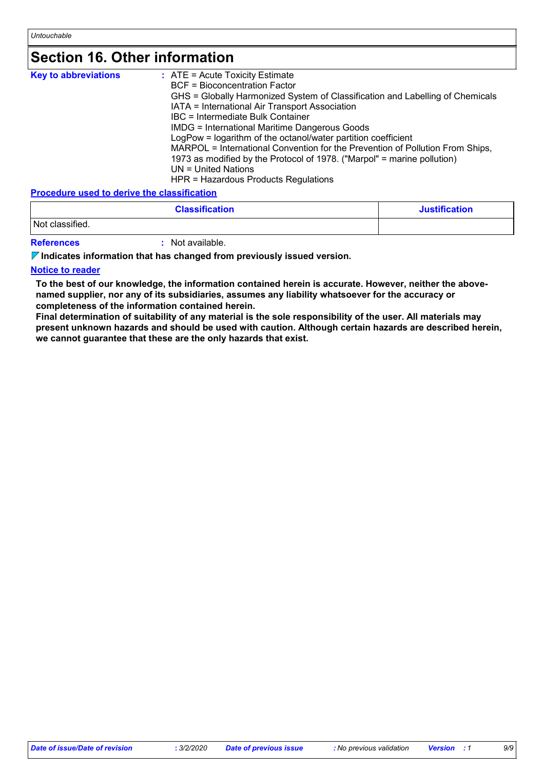# Section 16. Other information

**Key to abbreviations** : ATE = Acute Toxicity Estimate
BCF = Bioconcentration Factor
GHS = Globally Harmonized System of Classification and Labelling of Chemicals
IATA = International Air Transport Association
IBC = Intermediate Bulk Container
IMDG = International Maritime Dangerous Goods
LogPow = logarithm of the octanol/water partition coefficient
MARPOL = International Convention for the Prevention of Pollution From Ships, 1973 as modified by the Protocol of 1978. ("Marpol" = marine pollution)
UN = United Nations
HPR = Hazardous Products Regulations

**Procedure used to derive the classification**

| Classification | Justification |
| --- | --- |
| Not classified. | |

**References** : Not available.

**Indicates information that has changed from previously issued version.**

**Notice to reader**

**To the best of our knowledge, the information contained herein is accurate. However, neither the above-named supplier, nor any of its subsidiaries, assumes any liability whatsoever for the accuracy or completeness of the information contained herein.**
**Final determination of suitability of any material is the sole responsibility of the user. All materials may present unknown hazards and should be used with caution. Although certain hazards are described herein, we cannot guarantee that these are the only hazards that exist.**